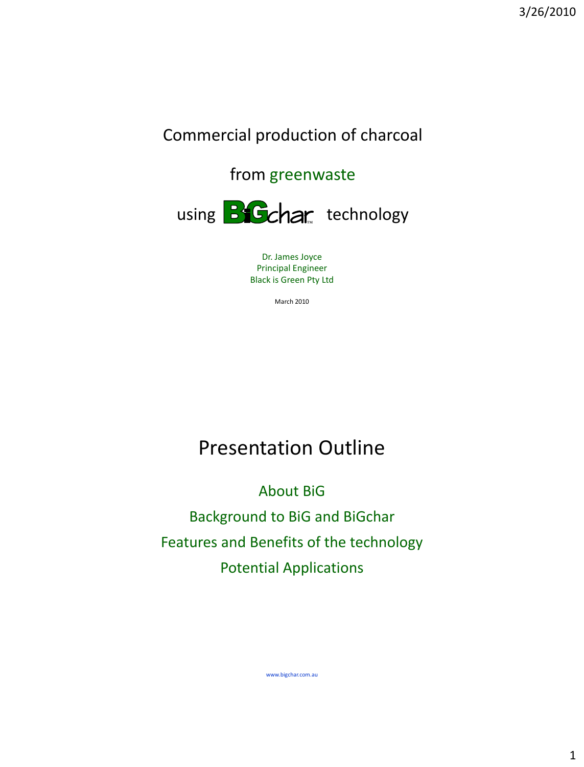# Commercial production of charcoal from greenwaste using BiGchar™ technology

Dr. James Joyce
Principal Engineer
Black is Green Pty Ltd

March 2010

## Presentation Outline

- About BiG
- Background to BiG and BiGchar
- Features and Benefits of the technology
- Potential Applications

www.bigchar.com.au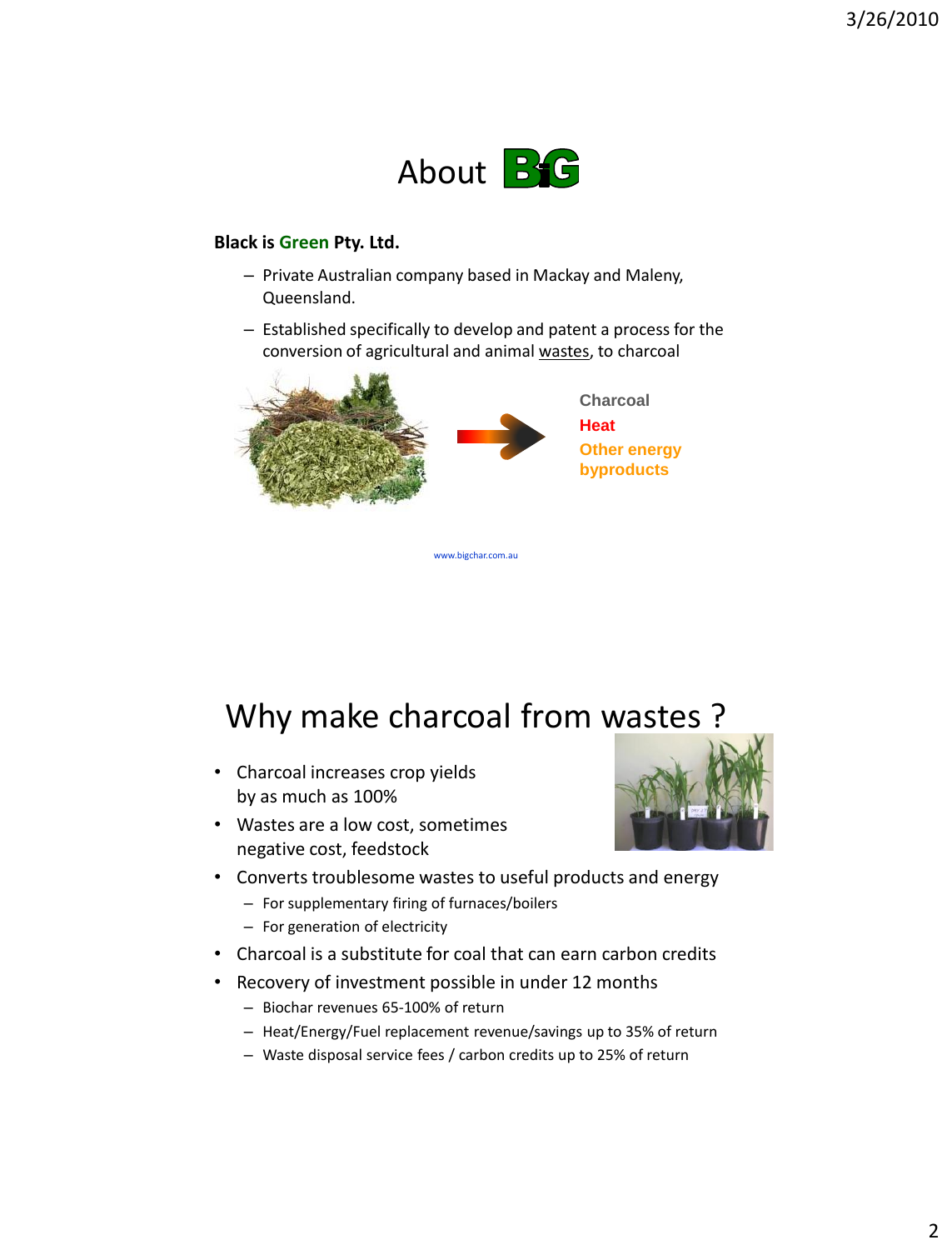# About BiG

**Black is Green Pty. Ltd.**

- Private Australian company based in Mackay and Maleny, Queensland.
- Established specifically to develop and patent a process for the conversion of agricultural and animal wastes, to charcoal

Charcoal
Heat
Other energy byproducts

www.bigchar.com.au

# Why make charcoal from wastes ?

- Charcoal increases crop yields by as much as 100%
- Wastes are a low cost, sometimes negative cost, feedstock
- Converts troublesome wastes to useful products and energy
  - For supplementary firing of furnaces/boilers
  - For generation of electricity
- Charcoal is a substitute for coal that can earn carbon credits
- Recovery of investment possible in under 12 months
  - Biochar revenues 65-100% of return
  - Heat/Energy/Fuel replacement revenue/savings up to 35% of return
  - Waste disposal service fees / carbon credits up to 25% of return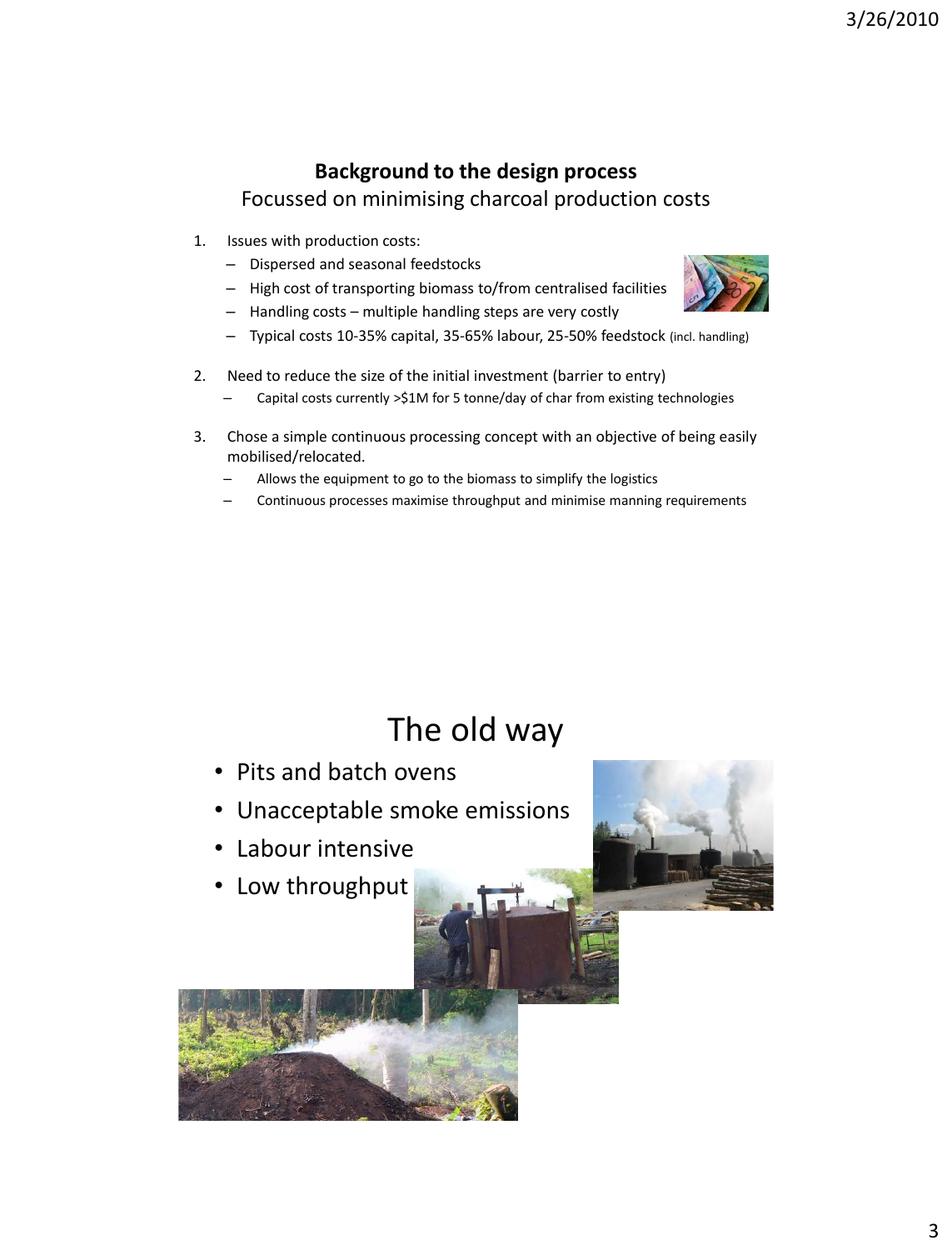## Background to the design process

Focussed on minimising charcoal production costs

1. Issues with production costs:
   - Dispersed and seasonal feedstocks
   - High cost of transporting biomass to/from centralised facilities
   - Handling costs – multiple handling steps are very costly
   - Typical costs 10-35% capital, 35-65% labour, 25-50% feedstock (incl. handling)
2. Need to reduce the size of the initial investment (barrier to entry)
   - Capital costs currently >$1M for 5 tonne/day of char from existing technologies
3. Chose a simple continuous processing concept with an objective of being easily mobilised/relocated.
   - Allows the equipment to go to the biomass to simplify the logistics
   - Continuous processes maximise throughput and minimise manning requirements

## The old way

- Pits and batch ovens
- Unacceptable smoke emissions
- Labour intensive
- Low throughput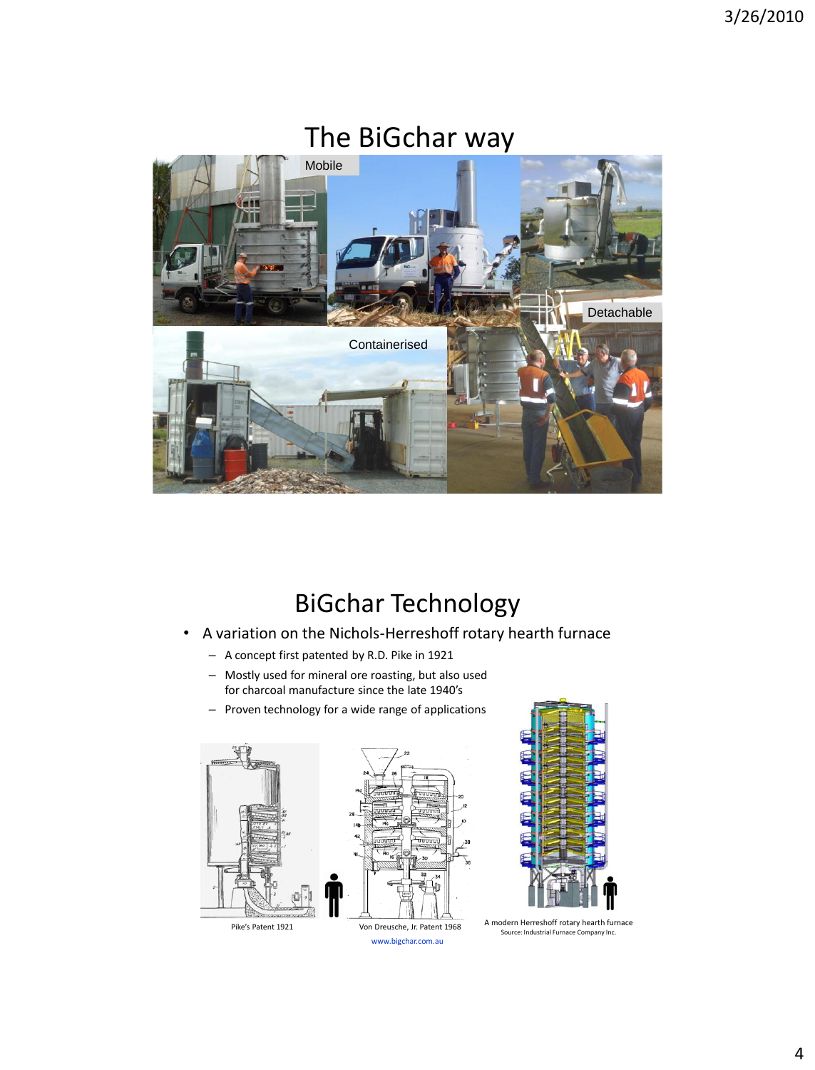# The BiGchar way

Mobile

Detachable

Containerised

# BiGchar Technology

- A variation on the Nichols-Herreshoff rotary hearth furnace
  - A concept first patented by R.D. Pike in 1921
  - Mostly used for mineral ore roasting, but also used for charcoal manufacture since the late 1940's
  - Proven technology for a wide range of applications

Pike's Patent 1921

Von Dreusche, Jr. Patent 1968

A modern Herreshoff rotary hearth furnace
Source: Industrial Furnace Company Inc.

www.bigchar.com.au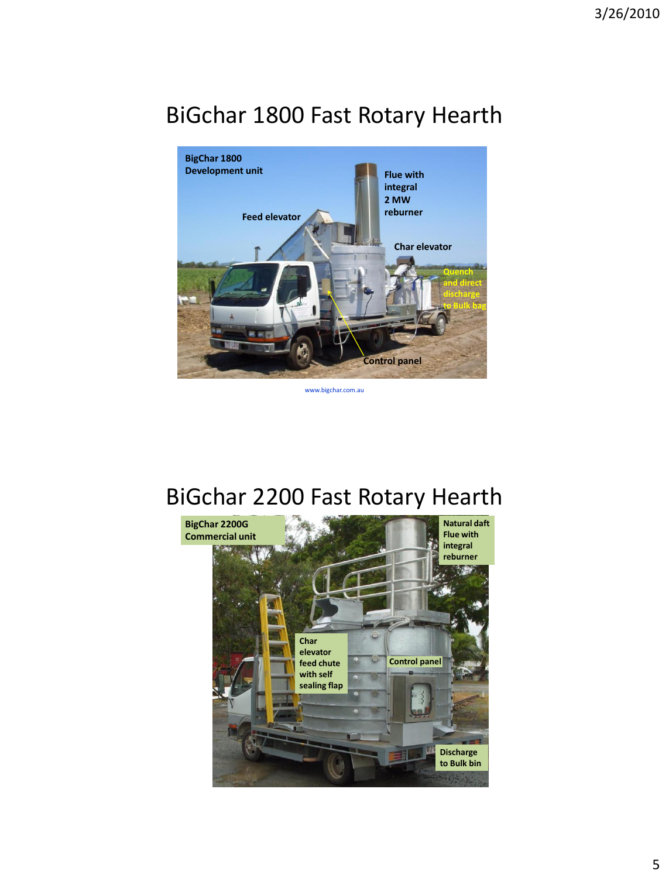# BiGchar 1800 Fast Rotary Hearth

BigChar 1800 Development unit

Feed elevator

Flue with integral 2 MW reburner

Char elevator

Quench and direct discharge to Bulk bag

Control panel

www.bigchar.com.au

# BiGchar 2200 Fast Rotary Hearth

BigChar 2200G Commercial unit

Natural daft Flue with integral reburner

Char elevator feed chute with self sealing flap

Control panel

Discharge to Bulk bin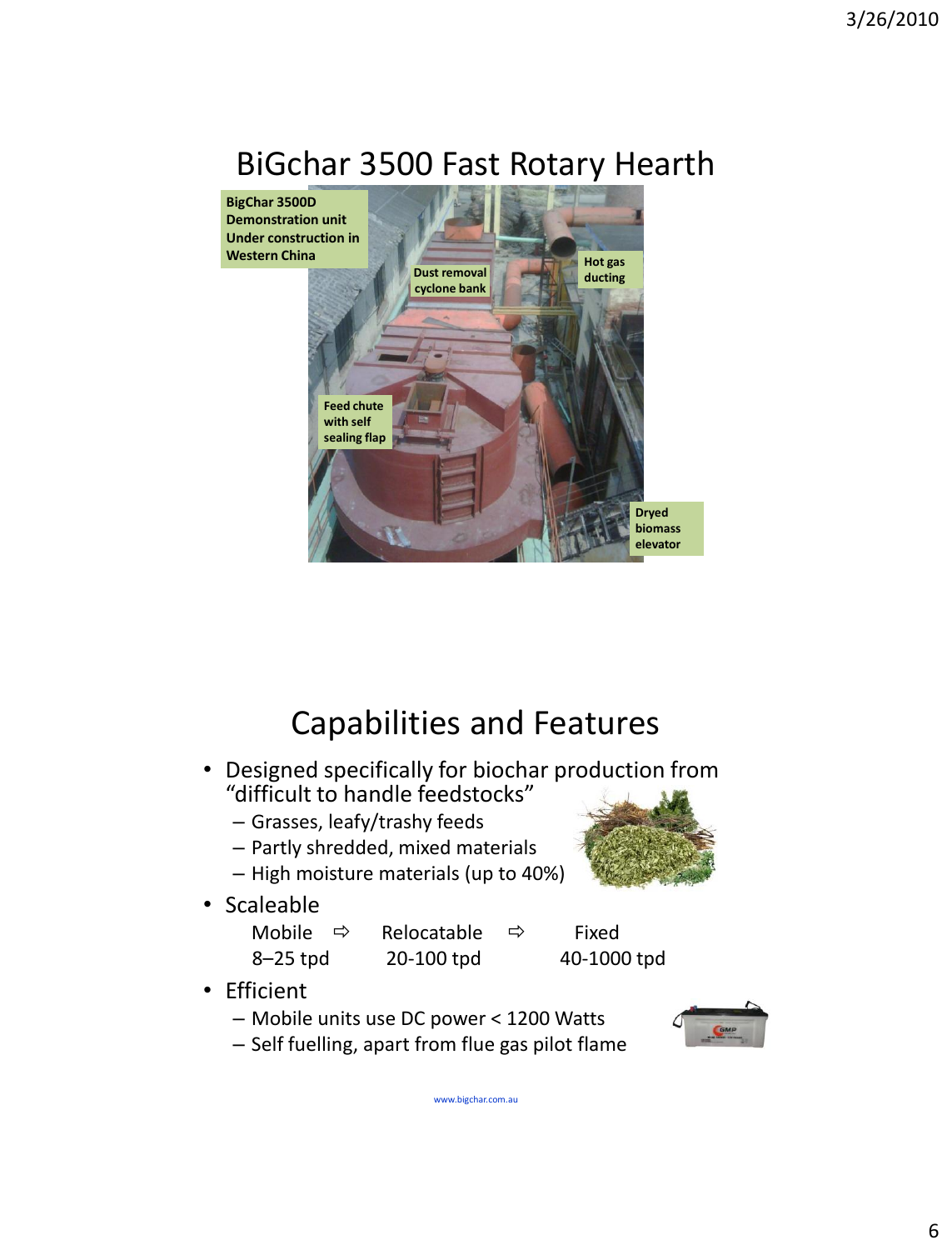# BiGchar 3500 Fast Rotary Hearth

BigChar 3500D Demonstration unit Under construction in Western China

Dust removal cyclone bank

Hot gas ducting

Feed chute with self sealing flap

Dryed biomass elevator

# Capabilities and Features

- Designed specifically for biochar production from "difficult to handle feedstocks"
  - Grasses, leafy/trashy feeds
  - Partly shredded, mixed materials
  - High moisture materials (up to 40%)
- Scaleable

| Mobile ⇨ | Relocatable ⇨ | Fixed |
|---|---|---|
| 8–25 tpd | 20-100 tpd | 40-1000 tpd |

- Efficient
  - Mobile units use DC power < 1200 Watts
  - Self fuelling, apart from flue gas pilot flame

www.bigchar.com.au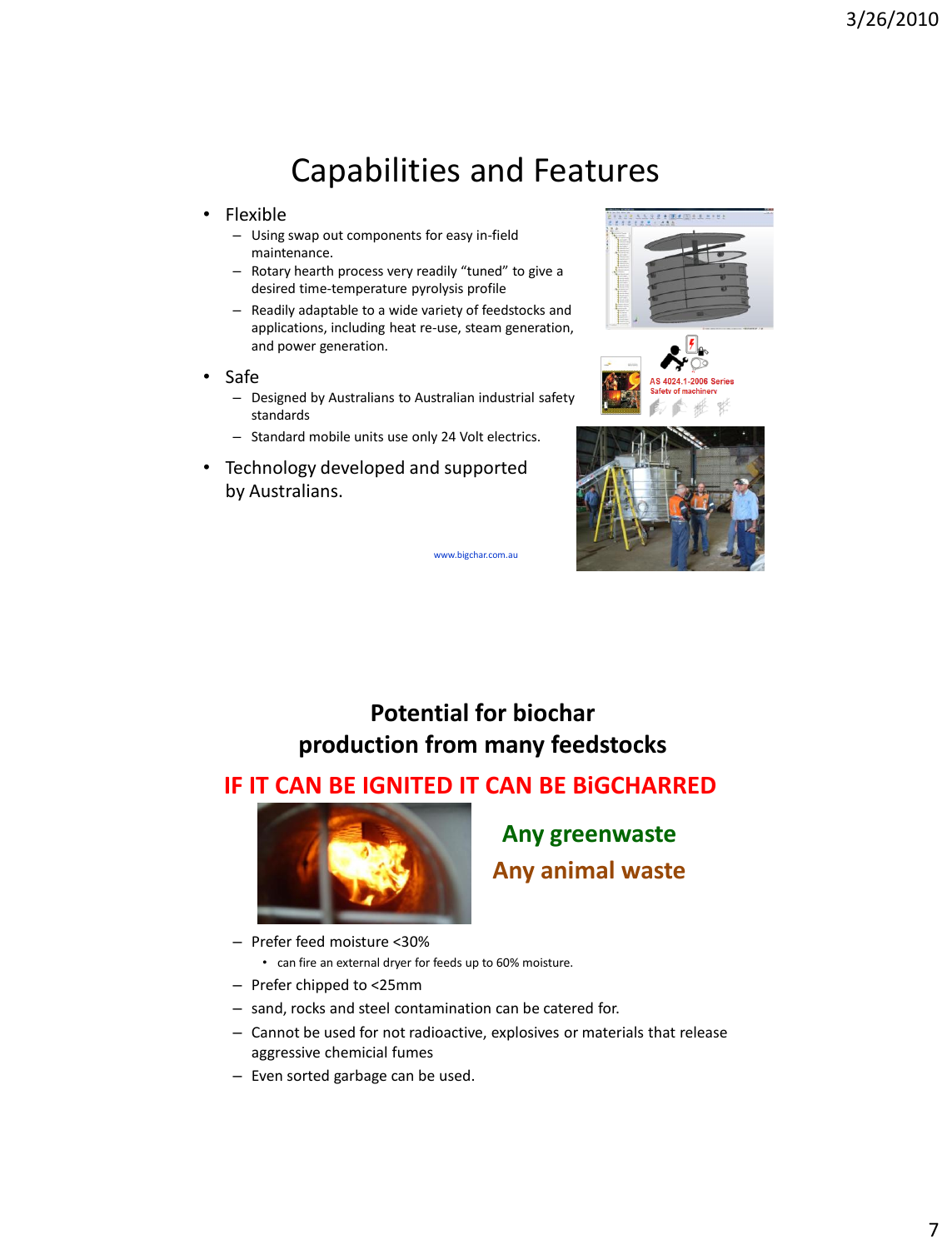# Capabilities and Features

- Flexible
  - Using swap out components for easy in-field maintenance.
  - Rotary hearth process very readily "tuned" to give a desired time-temperature pyrolysis profile
  - Readily adaptable to a wide variety of feedstocks and applications, including heat re-use, steam generation, and power generation.
- Safe
  - Designed by Australians to Australian industrial safety standards
  - Standard mobile units use only 24 Volt electrics.
- Technology developed and supported by Australians.

www.bigchar.com.au

# Potential for biochar production from many feedstocks

## IF IT CAN BE IGNITED IT CAN BE BiGCHARRED

**Any greenwaste**

**Any animal waste**

- Prefer feed moisture <30%
  - can fire an external dryer for feeds up to 60% moisture.
- Prefer chipped to <25mm
- sand, rocks and steel contamination can be catered for.
- Cannot be used for not radioactive, explosives or materials that release aggressive chemical fumes
- Even sorted garbage can be used.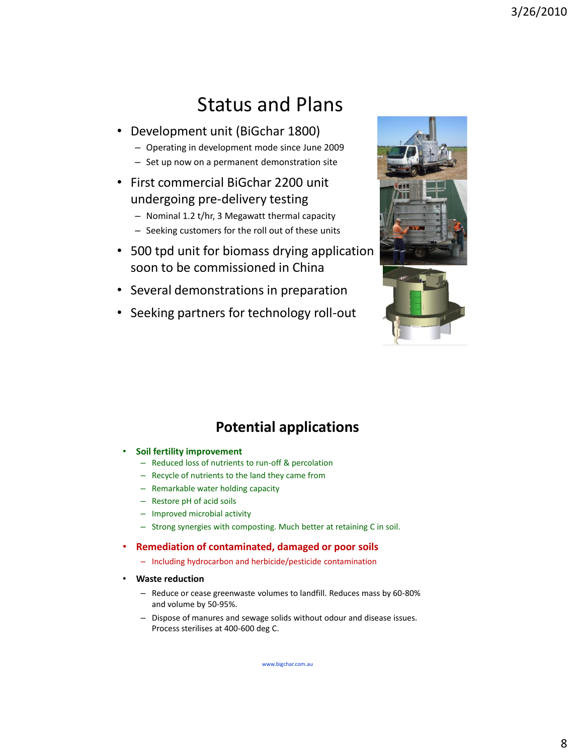# Status and Plans

- Development unit (BiGchar 1800)
  - Operating in development mode since June 2009
  - Set up now on a permanent demonstration site
- First commercial BiGchar 2200 unit undergoing pre-delivery testing
  - Nominal 1.2 t/hr, 3 Megawatt thermal capacity
  - Seeking customers for the roll out of these units
- 500 tpd unit for biomass drying application soon to be commissioned in China
- Several demonstrations in preparation
- Seeking partners for technology roll-out

## Potential applications

- **Soil fertility improvement**
  - Reduced loss of nutrients to run-off & percolation
  - Recycle of nutrients to the land they came from
  - Remarkable water holding capacity
  - Restore pH of acid soils
  - Improved microbial activity
  - Strong synergies with composting. Much better at retaining C in soil.
- **Remediation of contaminated, damaged or poor soils**
  - Including hydrocarbon and herbicide/pesticide contamination
- **Waste reduction**
  - Reduce or cease greenwaste volumes to landfill. Reduces mass by 60-80% and volume by 50-95%.
  - Dispose of manures and sewage solids without odour and disease issues. Process sterilises at 400-600 deg C.

www.bigchar.com.au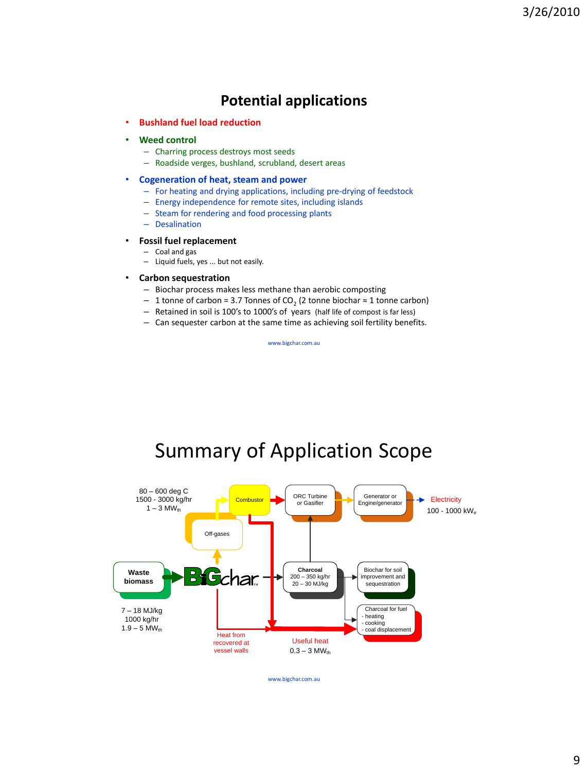## Potential applications

- **Bushland fuel load reduction**
- **Weed control**
  - Charring process destroys most seeds
  - Roadside verges, bushland, scrubland, desert areas
- **Cogeneration of heat, steam and power**
  - For heating and drying applications, including pre-drying of feedstock
  - Energy independence for remote sites, including islands
  - Steam for rendering and food processing plants
  - Desalination
- **Fossil fuel replacement**
  - Coal and gas
  - Liquid fuels, yes ... but not easily.
- **Carbon sequestration**
  - Biochar process makes less methane than aerobic composting
  - 1 tonne of carbon = 3.7 Tonnes of $CO_2$ (2 tonne biochar ≈ 1 tonne carbon)
  - Retained in soil is 100's to 1000's of years (half life of compost is far less)
  - Can sequester carbon at the same time as achieving soil fertility benefits.

www.bigchar.com.au

## Summary of Application Scope

80 – 600 deg C
1500 - 3000 kg/hr
1 – 3 $MW_{th}$

Combustor

ORC Turbine or Gasifier

Generator or Engine/generator

Electricity
100 - 1000 $kW_e$

Off-gases

Waste biomass

BiGchar

Charcoal
200 – 350 kg/hr
20 – 30 MJ/kg

Biochar for soil improvement and sequestration

Charcoal for fuel
- heating
- cooking
- coal displacement

7 – 18 MJ/kg
1000 kg/hr
1.9 – 5 $MW_{th}$

Heat from recovered at vessel walls

Useful heat
0.3 – 3 $MW_{th}$

www.bigchar.com.au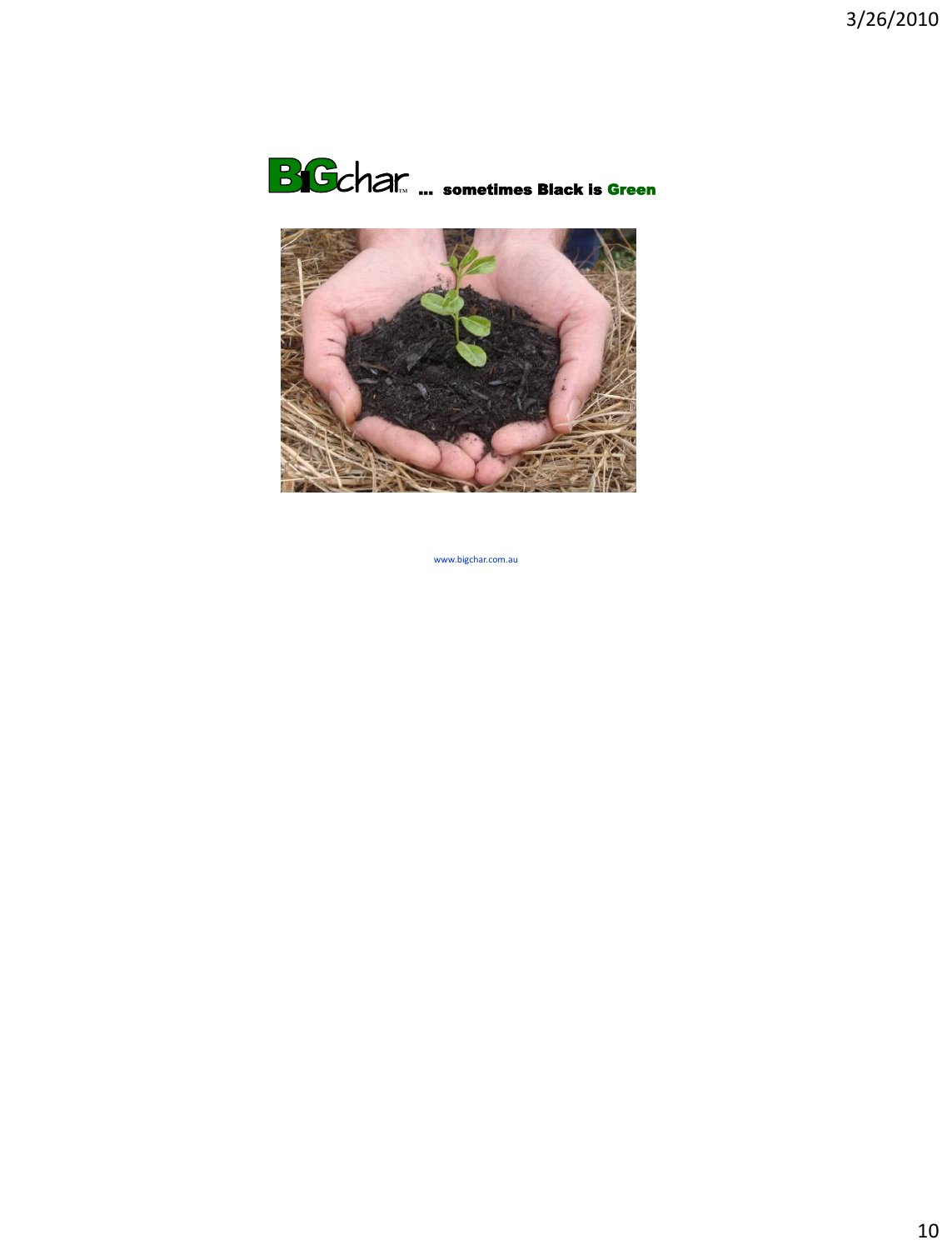BiGchar™ … sometimes Black is Green

www.bigchar.com.au